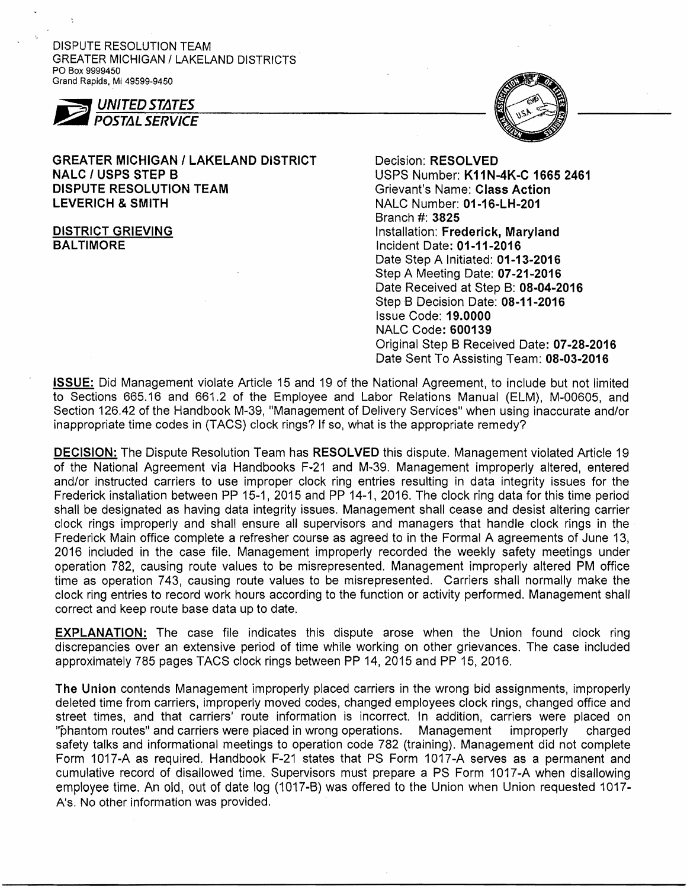DISPUTE RESOLUTION TEAM
GREATER MICHIGAN / LAKELAND DISTRICTS
PO Box 9999450
Grand Rapids, MI 49599-9450

UNITED STATES POSTAL SERVICE

**GREATER MICHIGAN / LAKELAND DISTRICT**
**NALC / USPS STEP B**
**DISPUTE RESOLUTION TEAM**
**LEVERICH & SMITH**

**DISTRICT GRIEVING**
**BALTIMORE**

Decision: **RESOLVED**
USPS Number: **K11N-4K-C 1665 2461**
Grievant's Name: **Class Action**
NALC Number: **01-16-LH-201**
Branch #: **3825**
Installation: **Frederick, Maryland**
Incident Date: **01-11-2016**
Date Step A Initiated: **01-13-2016**
Step A Meeting Date: **07-21-2016**
Date Received at Step B: **08-04-2016**
Step B Decision Date: **08-11-2016**
Issue Code: **19.0000**
NALC Code: **600139**
Original Step B Received Date: **07-28-2016**
Date Sent To Assisting Team: **08-03-2016**

**ISSUE:** Did Management violate Article 15 and 19 of the National Agreement, to include but not limited to Sections 665.16 and 661.2 of the Employee and Labor Relations Manual (ELM), M-00605, and Section 126.42 of the Handbook M-39, "Management of Delivery Services" when using inaccurate and/or inappropriate time codes in (TACS) clock rings? If so, what is the appropriate remedy?

**DECISION:** The Dispute Resolution Team has **RESOLVED** this dispute. Management violated Article 19 of the National Agreement via Handbooks F-21 and M-39. Management improperly altered, entered and/or instructed carriers to use improper clock ring entries resulting in data integrity issues for the Frederick installation between PP 15-1, 2015 and PP 14-1, 2016. The clock ring data for this time period shall be designated as having data integrity issues. Management shall cease and desist altering carrier clock rings improperly and shall ensure all supervisors and managers that handle clock rings in the Frederick Main office complete a refresher course as agreed to in the Formal A agreements of June 13, 2016 included in the case file. Management improperly recorded the weekly safety meetings under operation 782, causing route values to be misrepresented. Management improperly altered PM office time as operation 743, causing route values to be misrepresented. Carriers shall normally make the clock ring entries to record work hours according to the function or activity performed. Management shall correct and keep route base data up to date.

**EXPLANATION:** The case file indicates this dispute arose when the Union found clock ring discrepancies over an extensive period of time while working on other grievances. The case included approximately 785 pages TACS clock rings between PP 14, 2015 and PP 15, 2016.

**The Union** contends Management improperly placed carriers in the wrong bid assignments, improperly deleted time from carriers, improperly moved codes, changed employees clock rings, changed office and street times, and that carriers' route information is incorrect. In addition, carriers were placed on "phantom routes" and carriers were placed in wrong operations. Management improperly charged safety talks and informational meetings to operation code 782 (training). Management did not complete Form 1017-A as required. Handbook F-21 states that PS Form 1017-A serves as a permanent and cumulative record of disallowed time. Supervisors must prepare a PS Form 1017-A when disallowing employee time. An old, out of date log (1017-B) was offered to the Union when Union requested 1017-A's. No other information was provided.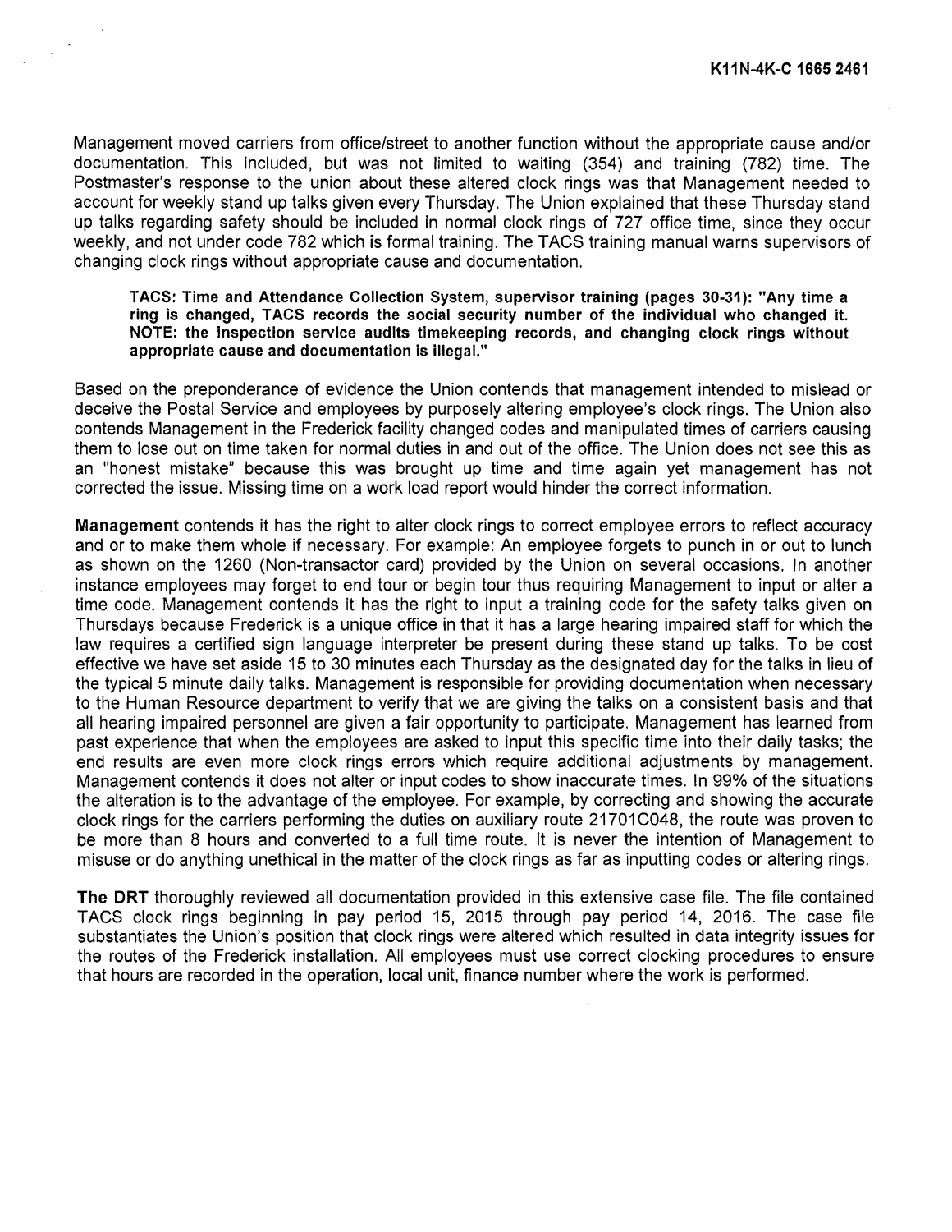Management moved carriers from office/street to another function without the appropriate cause and/or documentation. This included, but was not limited to waiting (354) and training (782) time. The Postmaster's response to the union about these altered clock rings was that Management needed to account for weekly stand up talks given every Thursday. The Union explained that these Thursday stand up talks regarding safety should be included in normal clock rings of 727 office time, since they occur weekly, and not under code 782 which is formal training. The TACS training manual warns supervisors of changing clock rings without appropriate cause and documentation.

> **TACS: Time and Attendance Collection System, supervisor training (pages 30-31): "Any time a ring is changed, TACS records the social security number of the individual who changed it. NOTE: the inspection service audits timekeeping records, and changing clock rings without appropriate cause and documentation is illegal."**

Based on the preponderance of evidence the Union contends that management intended to mislead or deceive the Postal Service and employees by purposely altering employee's clock rings. The Union also contends Management in the Frederick facility changed codes and manipulated times of carriers causing them to lose out on time taken for normal duties in and out of the office. The Union does not see this as an "honest mistake" because this was brought up time and time again yet management has not corrected the issue. Missing time on a work load report would hinder the correct information.

**Management** contends it has the right to alter clock rings to correct employee errors to reflect accuracy and or to make them whole if necessary. For example: An employee forgets to punch in or out to lunch as shown on the 1260 (Non-transactor card) provided by the Union on several occasions. In another instance employees may forget to end tour or begin tour thus requiring Management to input or alter a time code. Management contends it has the right to input a training code for the safety talks given on Thursdays because Frederick is a unique office in that it has a large hearing impaired staff for which the law requires a certified sign language interpreter be present during these stand up talks. To be cost effective we have set aside 15 to 30 minutes each Thursday as the designated day for the talks in lieu of the typical 5 minute daily talks. Management is responsible for providing documentation when necessary to the Human Resource department to verify that we are giving the talks on a consistent basis and that all hearing impaired personnel are given a fair opportunity to participate. Management has learned from past experience that when the employees are asked to input this specific time into their daily tasks; the end results are even more clock rings errors which require additional adjustments by management. Management contends it does not alter or input codes to show inaccurate times. In 99% of the situations the alteration is to the advantage of the employee. For example, by correcting and showing the accurate clock rings for the carriers performing the duties on auxiliary route 21701C048, the route was proven to be more than 8 hours and converted to a full time route. It is never the intention of Management to misuse or do anything unethical in the matter of the clock rings as far as inputting codes or altering rings.

**The DRT** thoroughly reviewed all documentation provided in this extensive case file. The file contained TACS clock rings beginning in pay period 15, 2015 through pay period 14, 2016. The case file substantiates the Union's position that clock rings were altered which resulted in data integrity issues for the routes of the Frederick installation. All employees must use correct clocking procedures to ensure that hours are recorded in the operation, local unit, finance number where the work is performed.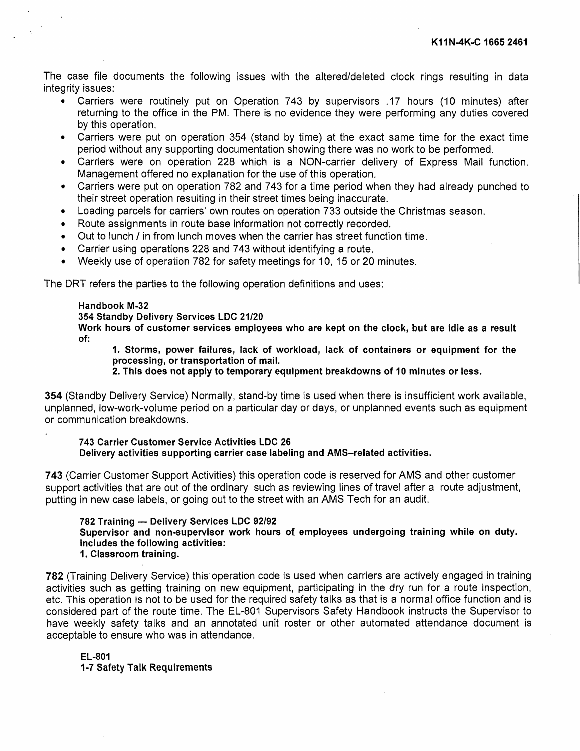The case file documents the following issues with the altered/deleted clock rings resulting in data integrity issues:

- Carriers were routinely put on Operation 743 by supervisors .17 hours (10 minutes) after returning to the office in the PM. There is no evidence they were performing any duties covered by this operation.
- Carriers were put on operation 354 (stand by time) at the exact same time for the exact time period without any supporting documentation showing there was no work to be performed.
- Carriers were on operation 228 which is a NON-carrier delivery of Express Mail function. Management offered no explanation for the use of this operation.
- Carriers were put on operation 782 and 743 for a time period when they had already punched to their street operation resulting in their street times being inaccurate.
- Loading parcels for carriers' own routes on operation 733 outside the Christmas season.
- Route assignments in route base information not correctly recorded.
- Out to lunch / in from lunch moves when the carrier has street function time.
- Carrier using operations 228 and 743 without identifying a route.
- Weekly use of operation 782 for safety meetings for 10, 15 or 20 minutes.

The DRT refers the parties to the following operation definitions and uses:

> **Handbook M-32**
> **354 Standby Delivery Services LDC 21/20**
> **Work hours of customer services employees who are kept on the clock, but are idle as a result of:**
>
> > **1. Storms, power failures, lack of workload, lack of containers or equipment for the processing, or transportation of mail.**
> > **2. This does not apply to temporary equipment breakdowns of 10 minutes or less.**

**354** (Standby Delivery Service) Normally, stand-by time is used when there is insufficient work available, unplanned, low-work-volume period on a particular day or days, or unplanned events such as equipment or communication breakdowns.

> **743 Carrier Customer Service Activities LDC 26**
> **Delivery activities supporting carrier case labeling and AMS–related activities.**

**743** (Carrier Customer Support Activities) this operation code is reserved for AMS and other customer support activities that are out of the ordinary such as reviewing lines of travel after a route adjustment, putting in new case labels, or going out to the street with an AMS Tech for an audit.

> **782 Training — Delivery Services LDC 92/92**
> **Supervisor and non-supervisor work hours of employees undergoing training while on duty. Includes the following activities:**
> **1. Classroom training.**

**782** (Training Delivery Service) this operation code is used when carriers are actively engaged in training activities such as getting training on new equipment, participating in the dry run for a route inspection, etc. This operation is not to be used for the required safety talks as that is a normal office function and is considered part of the route time. The EL-801 Supervisors Safety Handbook instructs the Supervisor to have weekly safety talks and an annotated unit roster or other automated attendance document is acceptable to ensure who was in attendance.

> **EL-801**
> **1-7 Safety Talk Requirements**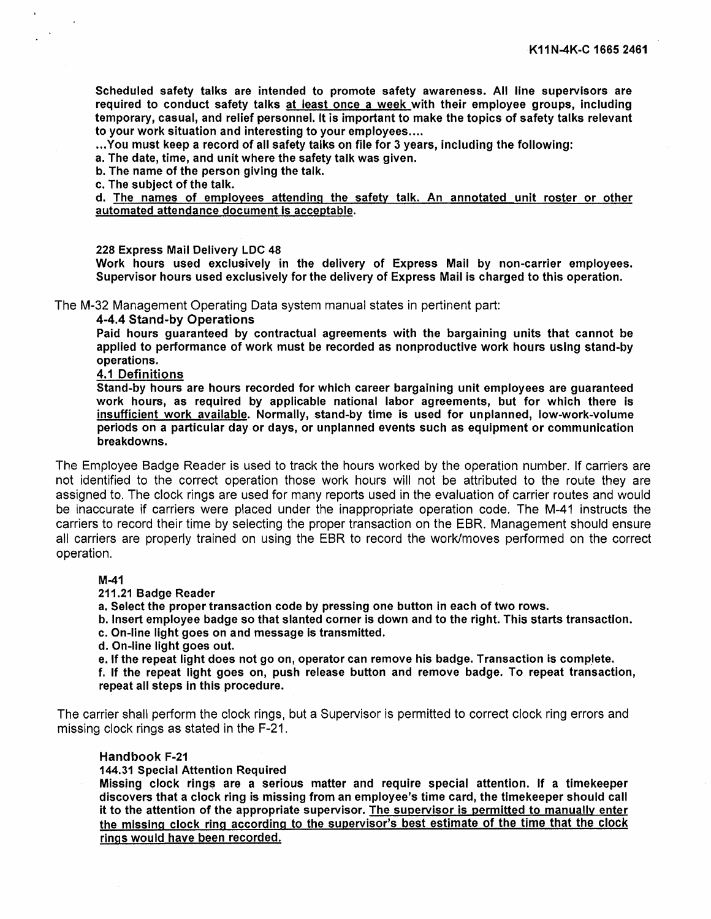**Scheduled safety talks are intended to promote safety awareness. All line supervisors are required to conduct safety talks <u>at least once a week</u> with their employee groups, including temporary, casual, and relief personnel. It is important to make the topics of safety talks relevant to your work situation and interesting to your employees....**

**...You must keep a record of all safety talks on file for 3 years, including the following:**

**a. The date, time, and unit where the safety talk was given.**

**b. The name of the person giving the talk.**

**c. The subject of the talk.**

**d. <u>The names of employees attending the safety talk. An annotated unit roster or other automated attendance document is acceptable</u>.**

**228 Express Mail Delivery LDC 48**

**Work hours used exclusively in the delivery of Express Mail by non-carrier employees. Supervisor hours used exclusively for the delivery of Express Mail is charged to this operation.**

The M-32 Management Operating Data system manual states in pertinent part:

**4-4.4 Stand-by Operations**

**Paid hours guaranteed by contractual agreements with the bargaining units that cannot be applied to performance of work must be recorded as nonproductive work hours using stand-by operations.**

**<u>4.1 Definitions</u>**

**Stand-by hours are hours recorded for which career bargaining unit employees are guaranteed work hours, as required by applicable national labor agreements, but for which there is <u>insufficient work available</u>. Normally, stand-by time is used for unplanned, low-work-volume periods on a particular day or days, or unplanned events such as equipment or communication breakdowns.**

The Employee Badge Reader is used to track the hours worked by the operation number. If carriers are not identified to the correct operation those work hours will not be attributed to the route they are assigned to. The clock rings are used for many reports used in the evaluation of carrier routes and would be inaccurate if carriers were placed under the inappropriate operation code. The M-41 instructs the carriers to record their time by selecting the proper transaction on the EBR. Management should ensure all carriers are properly trained on using the EBR to record the work/moves performed on the correct operation.

**M-41**

**211.21 Badge Reader**

**a. Select the proper transaction code by pressing one button in each of two rows.**

**b. Insert employee badge so that slanted corner is down and to the right. This starts transaction.**

**c. On-line light goes on and message is transmitted.**

**d. On-line light goes out.**

**e. If the repeat light does not go on, operator can remove his badge. Transaction is complete.**

**f. If the repeat light goes on, push release button and remove badge. To repeat transaction, repeat all steps in this procedure.**

The carrier shall perform the clock rings, but a Supervisor is permitted to correct clock ring errors and missing clock rings as stated in the F-21.

**Handbook F-21**

**144.31 Special Attention Required**

**Missing clock rings are a serious matter and require special attention. If a timekeeper discovers that a clock ring is missing from an employee's time card, the timekeeper should call it to the attention of the appropriate supervisor. <u>The supervisor is permitted to manually enter the missing clock ring according to the supervisor's best estimate of the time that the clock rings would have been recorded.</u>**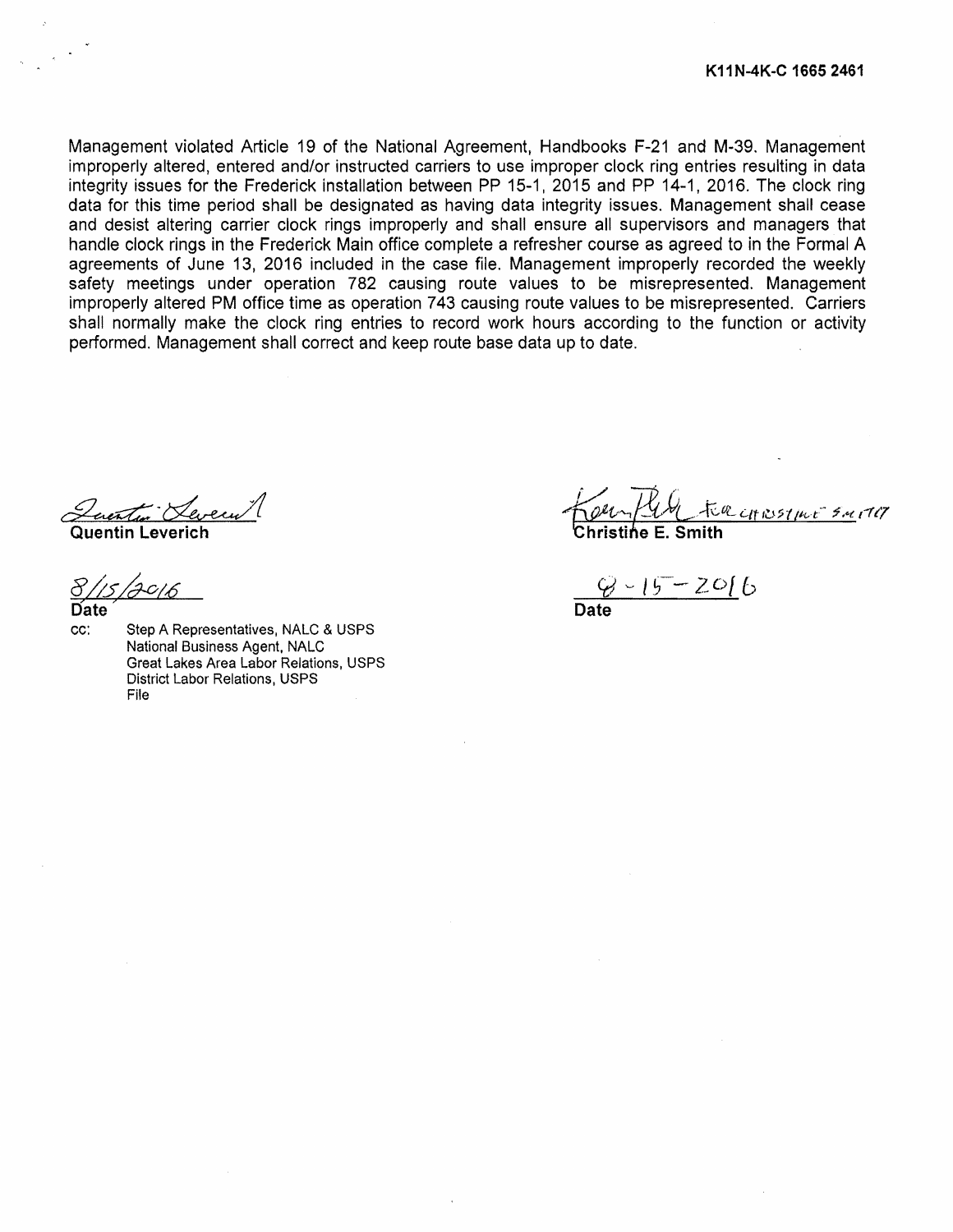**K11N-4K-C 1665 2461**

Management violated Article 19 of the National Agreement, Handbooks F-21 and M-39. Management improperly altered, entered and/or instructed carriers to use improper clock ring entries resulting in data integrity issues for the Frederick installation between PP 15-1, 2015 and PP 14-1, 2016. The clock ring data for this time period shall be designated as having data integrity issues. Management shall cease and desist altering carrier clock rings improperly and shall ensure all supervisors and managers that handle clock rings in the Frederick Main office complete a refresher course as agreed to in the Formal A agreements of June 13, 2016 included in the case file. Management improperly recorded the weekly safety meetings under operation 782 causing route values to be misrepresented. Management improperly altered PM office time as operation 743 causing route values to be misrepresented. Carriers shall normally make the clock ring entries to record work hours according to the function or activity performed. Management shall correct and keep route base data up to date.

**Quentin Leverich**

8/15/2016
**Date**

**Christine E. Smith**

8-15-2016
**Date**

cc: Step A Representatives, NALC & USPS
National Business Agent, NALC
Great Lakes Area Labor Relations, USPS
District Labor Relations, USPS
File